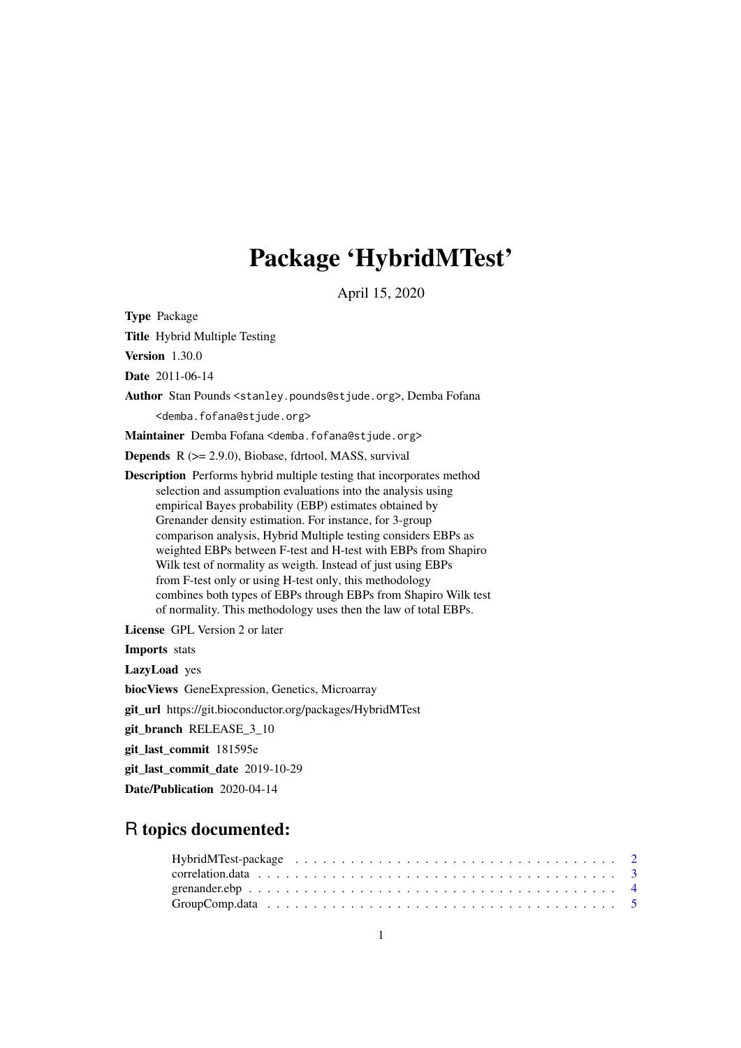# Package 'HybridMTest'

April 15, 2020

**Type** Package

**Title** Hybrid Multiple Testing

**Version** 1.30.0

**Date** 2011-06-14

**Author** Stan Pounds <stanley.pounds@stjude.org>, Demba Fofana <demba.fofana@stjude.org>

**Maintainer** Demba Fofana <demba.fofana@stjude.org>

**Depends** R (>= 2.9.0), Biobase, fdrtool, MASS, survival

**Description** Performs hybrid multiple testing that incorporates method selection and assumption evaluations into the analysis using empirical Bayes probability (EBP) estimates obtained by Grenander density estimation. For instance, for 3-group comparison analysis, Hybrid Multiple testing considers EBPs as weighted EBPs between F-test and H-test with EBPs from Shapiro Wilk test of normality as weigth. Instead of just using EBPs from F-test only or using H-test only, this methodology combines both types of EBPs through EBPs from Shapiro Wilk test of normality. This methodology uses then the law of total EBPs.

**License** GPL Version 2 or later

**Imports** stats

**LazyLoad** yes

**biocViews** GeneExpression, Genetics, Microarray

**git_url** https://git.bioconductor.org/packages/HybridMTest

**git_branch** RELEASE_3_10

**git_last_commit** 181595e

**git_last_commit_date** 2019-10-29

**Date/Publication** 2020-04-14

## R topics documented:

- HybridMTest-package . . . . . . . . . . . . . . . . . . . . . . . . . . . . . . . . . . 2
- correlation.data . . . . . . . . . . . . . . . . . . . . . . . . . . . . . . . . . . . . . 3
- grenander.ebp . . . . . . . . . . . . . . . . . . . . . . . . . . . . . . . . . . . . . . 4
- GroupComp.data . . . . . . . . . . . . . . . . . . . . . . . . . . . . . . . . . . . . . 5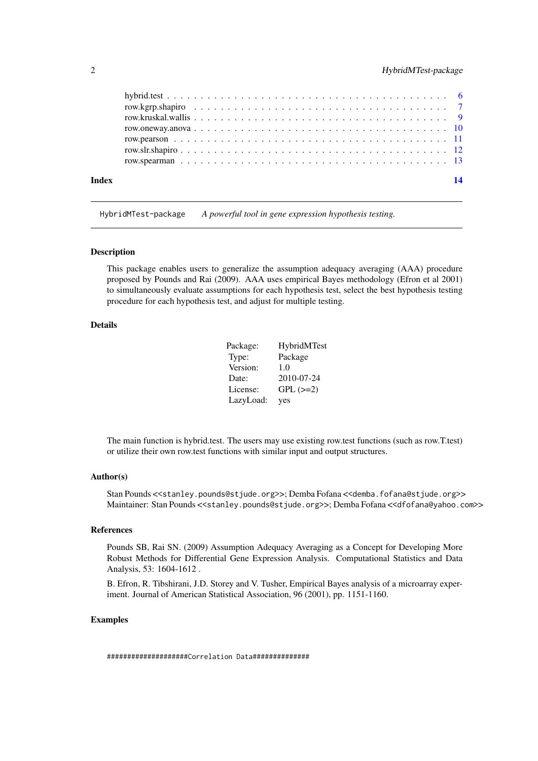| | |
|---|---|
| hybrid.test | 6 |
| row.kgrp.shapiro | 7 |
| row.kruskal.wallis | 9 |
| row.oneway.anova | 10 |
| row.pearson | 11 |
| row.slr.shapiro | 12 |
| row.spearman | 13 |

**Index** **14**

---

`HybridMTest-package` *A powerful tool in gene expression hypothesis testing.*

---

### Description

This package enables users to generalize the assumption adequacy averaging (AAA) procedure proposed by Pounds and Rai (2009). AAA uses empirical Bayes methodology (Efron et al 2001) to simultaneously evaluate assumptions for each hypothesis test, select the best hypothesis testing procedure for each hypothesis test, and adjust for multiple testing.

### Details

| | |
|---|---|
| Package: | HybridMTest |
| Type: | Package |
| Version: | 1.0 |
| Date: | 2010-07-24 |
| License: | GPL (>=2) |
| LazyLoad: | yes |

The main function is hybrid.test. The users may use existing row.test functions (such as row.T.test) or utilize their own row.test functions with similar input and output structures.

### Author(s)

Stan Pounds <<`stanley.pounds@stjude.org`>>; Demba Fofana <<`demba.fofana@stjude.org`>>
Maintainer: Stan Pounds <<`stanley.pounds@stjude.org`>>; Demba Fofana <<`dfofana@yahoo.com`>>

### References

Pounds SB, Rai SN. (2009) Assumption Adequacy Averaging as a Concept for Developing More Robust Methods for Differential Gene Expression Analysis. Computational Statistics and Data Analysis, 53: 1604-1612 .

B. Efron, R. Tibshirani, J.D. Storey and V. Tusher, Empirical Bayes analysis of a microarray experiment. Journal of American Statistical Association, 96 (2001), pp. 1151-1160.

### Examples

```
###################Correlation Data##############
```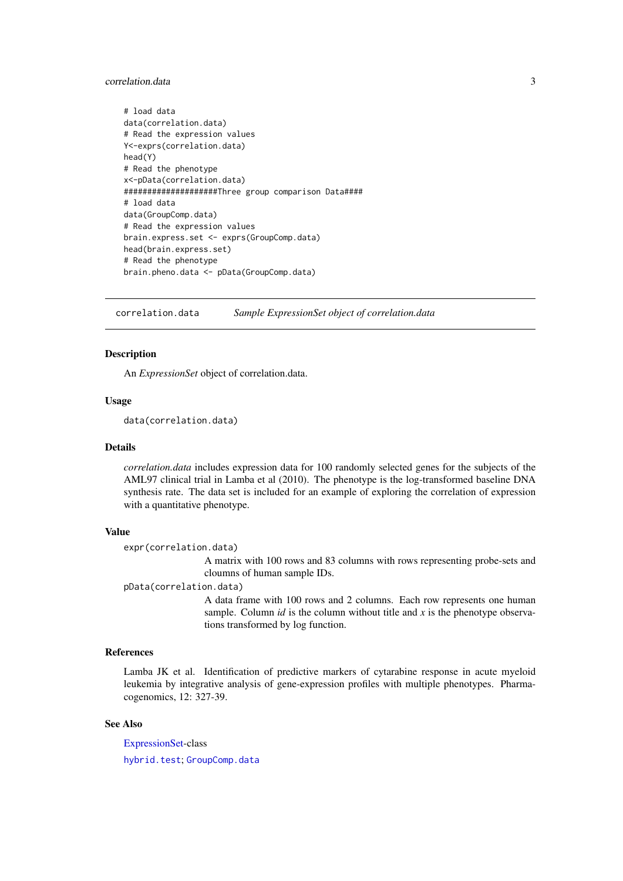```
# load data
data(correlation.data)
# Read the expression values
Y<-exprs(correlation.data)
head(Y)
# Read the phenotype
x<-pData(correlation.data)
###################Three group comparison Data####
# load data
data(GroupComp.data)
# Read the expression values
brain.express.set <- exprs(GroupComp.data)
head(brain.express.set)
# Read the phenotype
brain.pheno.data <- pData(GroupComp.data)
```

---

## correlation.data — *Sample ExpressionSet object of correlation.data*

### Description

An *ExpressionSet* object of correlation.data.

### Usage

```
data(correlation.data)
```

### Details

*correlation.data* includes expression data for 100 randomly selected genes for the subjects of the AML97 clinical trial in Lamba et al (2010). The phenotype is the log-transformed baseline DNA synthesis rate. The data set is included for an example of exploring the correlation of expression with a quantitative phenotype.

### Value

`expr(correlation.data)`
: A matrix with 100 rows and 83 columns with rows representing probe-sets and cloumns of human sample IDs.

`pData(correlation.data)`
: A data frame with 100 rows and 2 columns. Each row represents one human sample. Column *id* is the column without title and *x* is the phenotype observations transformed by log function.

### References

Lamba JK et al. Identification of predictive markers of cytarabine response in acute myeloid leukemia by integrative analysis of gene-expression profiles with multiple phenotypes. Pharmacogenomics, 12: 327-39.

### See Also

ExpressionSet-class

`hybrid.test`; `GroupComp.data`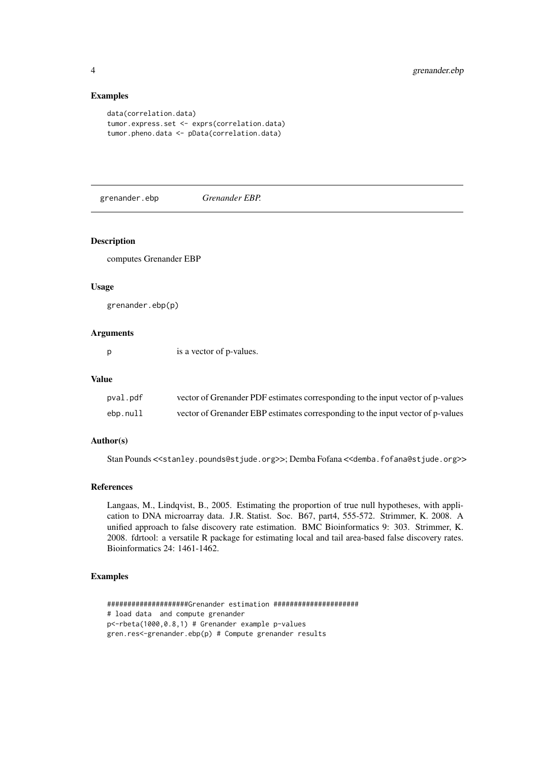### Examples

```
data(correlation.data)
tumor.express.set <- exprs(correlation.data)
tumor.pheno.data <- pData(correlation.data)
```

---

## grenander.ebp — *Grenander EBP.*

### Description

computes Grenander EBP

### Usage

```
grenander.ebp(p)
```

### Arguments

| | |
|---|---|
| p | is a vector of p-values. |

### Value

| | |
|---|---|
| pval.pdf | vector of Grenander PDF estimates corresponding to the input vector of p-values |
| ebp.null | vector of Grenander EBP estimates corresponding to the input vector of p-values |

### Author(s)

Stan Pounds <<stanley.pounds@stjude.org>>; Demba Fofana <<demba.fofana@stjude.org>>

### References

Langaas, M., Lindqvist, B., 2005. Estimating the proportion of true null hypotheses, with application to DNA microarray data. J.R. Statist. Soc. B67, part4, 555-572. Strimmer, K. 2008. A unified approach to false discovery rate estimation. BMC Bioinformatics 9: 303. Strimmer, K. 2008. fdrtool: a versatile R package for estimating local and tail area-based false discovery rates. Bioinformatics 24: 1461-1462.

### Examples

```
###################Grenander estimation ####################
# load data  and compute grenander
p<-rbeta(1000,0.8,1) # Grenander example p-values
gren.res<-grenander.ebp(p) # Compute grenander results
```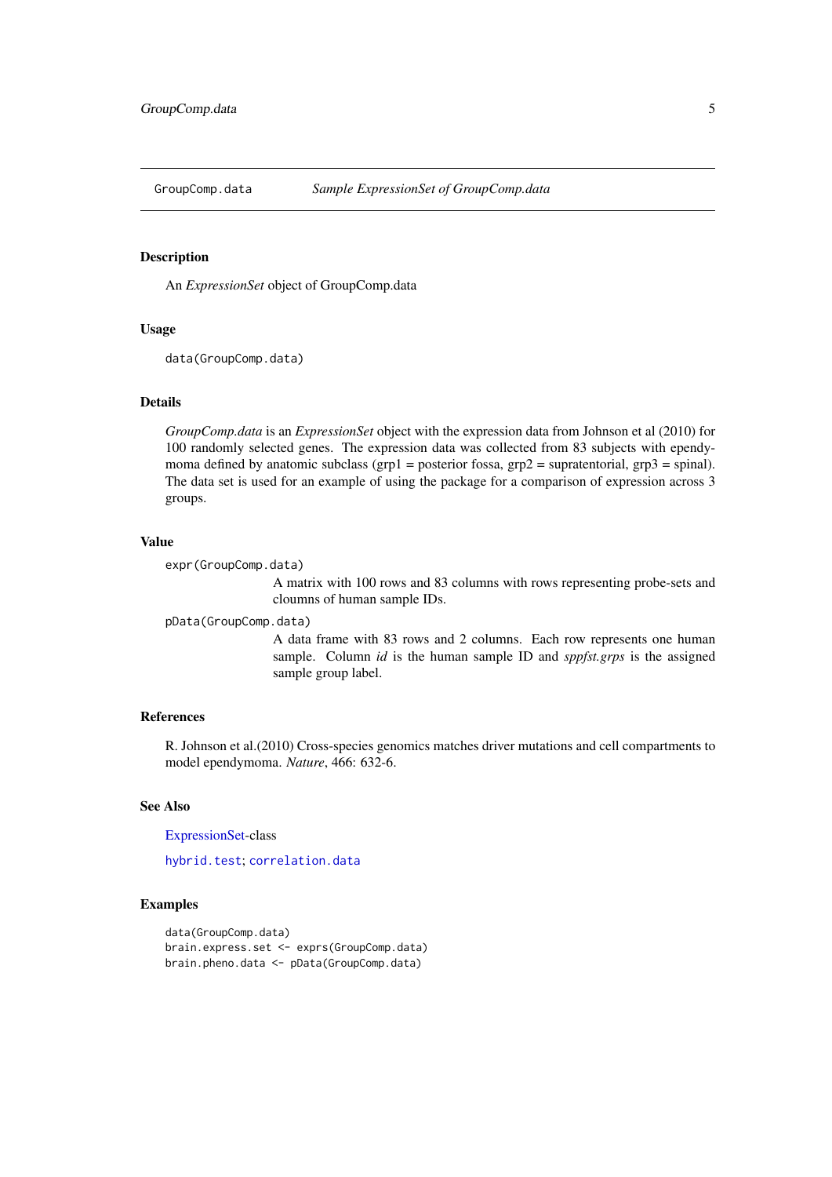# GroupComp.data — *Sample ExpressionSet of GroupComp.data*

## Description

An *ExpressionSet* object of GroupComp.data

## Usage

```
data(GroupComp.data)
```

## Details

*GroupComp.data* is an *ExpressionSet* object with the expression data from Johnson et al (2010) for 100 randomly selected genes. The expression data was collected from 83 subjects with ependymoma defined by anatomic subclass (grp1 = posterior fossa, grp2 = supratentorial, grp3 = spinal). The data set is used for an example of using the package for a comparison of expression across 3 groups.

## Value

`expr(GroupComp.data)`
: A matrix with 100 rows and 83 columns with rows representing probe-sets and cloumns of human sample IDs.

`pData(GroupComp.data)`
: A data frame with 83 rows and 2 columns. Each row represents one human sample. Column *id* is the human sample ID and *sppfst.grps* is the assigned sample group label.

## References

R. Johnson et al.(2010) Cross-species genomics matches driver mutations and cell compartments to model ependymoma. *Nature*, 466: 632-6.

## See Also

ExpressionSet-class

`hybrid.test`; `correlation.data`

## Examples

```
data(GroupComp.data)
brain.express.set <- exprs(GroupComp.data)
brain.pheno.data <- pData(GroupComp.data)
```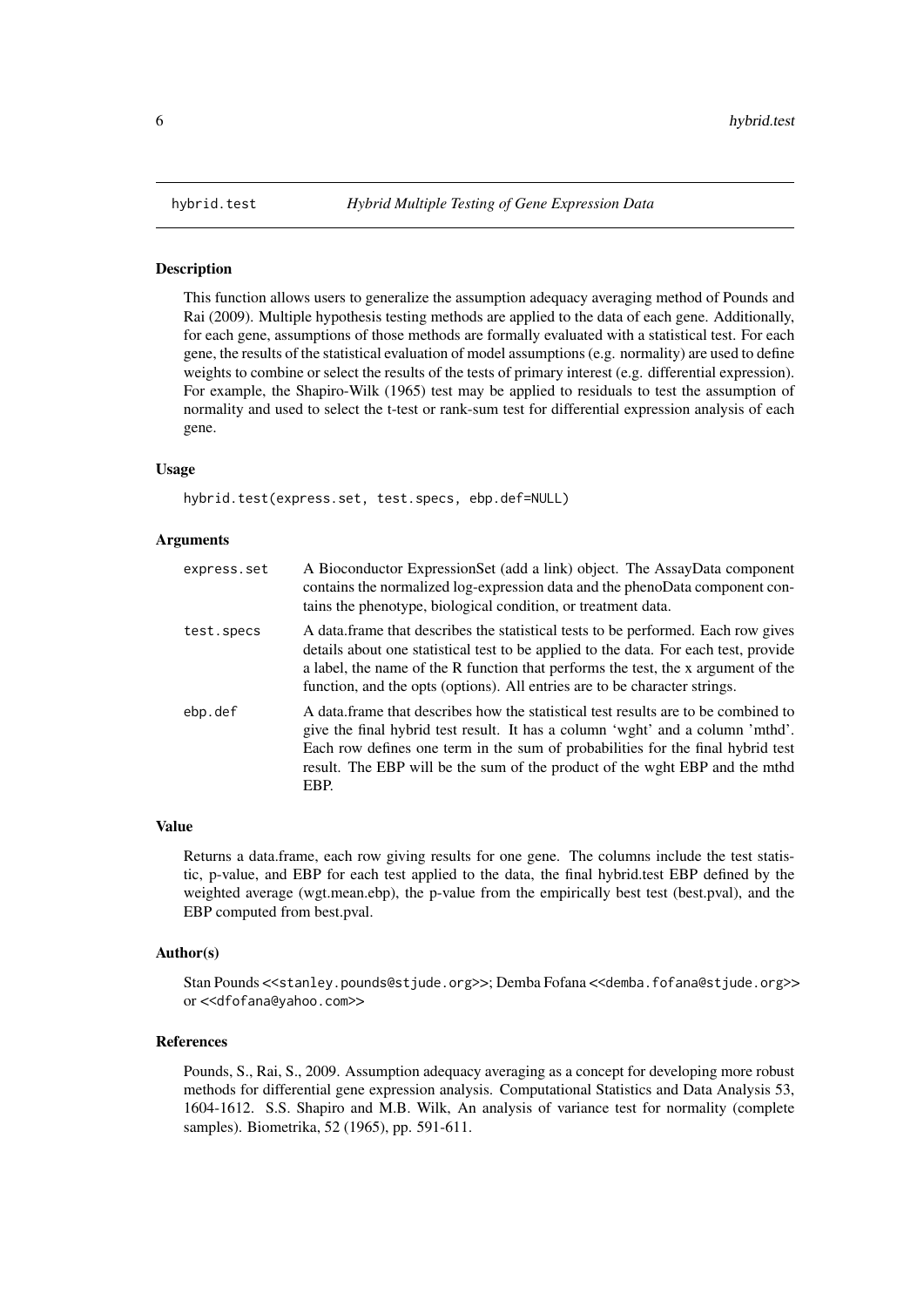hybrid.test — *Hybrid Multiple Testing of Gene Expression Data*

## Description

This function allows users to generalize the assumption adequacy averaging method of Pounds and Rai (2009). Multiple hypothesis testing methods are applied to the data of each gene. Additionally, for each gene, assumptions of those methods are formally evaluated with a statistical test. For each gene, the results of the statistical evaluation of model assumptions (e.g. normality) are used to define weights to combine or select the results of the tests of primary interest (e.g. differential expression). For example, the Shapiro-Wilk (1965) test may be applied to residuals to test the assumption of normality and used to select the t-test or rank-sum test for differential expression analysis of each gene.

## Usage

```
hybrid.test(express.set, test.specs, ebp.def=NULL)
```

## Arguments

| | |
|---|---|
| express.set | A Bioconductor ExpressionSet (add a link) object. The AssayData component contains the normalized log-expression data and the phenoData component contains the phenotype, biological condition, or treatment data. |
| test.specs | A data.frame that describes the statistical tests to be performed. Each row gives details about one statistical test to be applied to the data. For each test, provide a label, the name of the R function that performs the test, the x argument of the function, and the opts (options). All entries are to be character strings. |
| ebp.def | A data.frame that describes how the statistical test results are to be combined to give the final hybrid test result. It has a column 'wght' and a column 'mthd'. Each row defines one term in the sum of probabilities for the final hybrid test result. The EBP will be the sum of the product of the wght EBP and the mthd EBP. |

## Value

Returns a data.frame, each row giving results for one gene. The columns include the test statistic, p-value, and EBP for each test applied to the data, the final hybrid.test EBP defined by the weighted average (wgt.mean.ebp), the p-value from the empirically best test (best.pval), and the EBP computed from best.pval.

## Author(s)

Stan Pounds <<stanley.pounds@stjude.org>>; Demba Fofana <<demba.fofana@stjude.org>> or <<dfofana@yahoo.com>>

## References

Pounds, S., Rai, S., 2009. Assumption adequacy averaging as a concept for developing more robust methods for differential gene expression analysis. Computational Statistics and Data Analysis 53, 1604-1612. S.S. Shapiro and M.B. Wilk, An analysis of variance test for normality (complete samples). Biometrika, 52 (1965), pp. 591-611.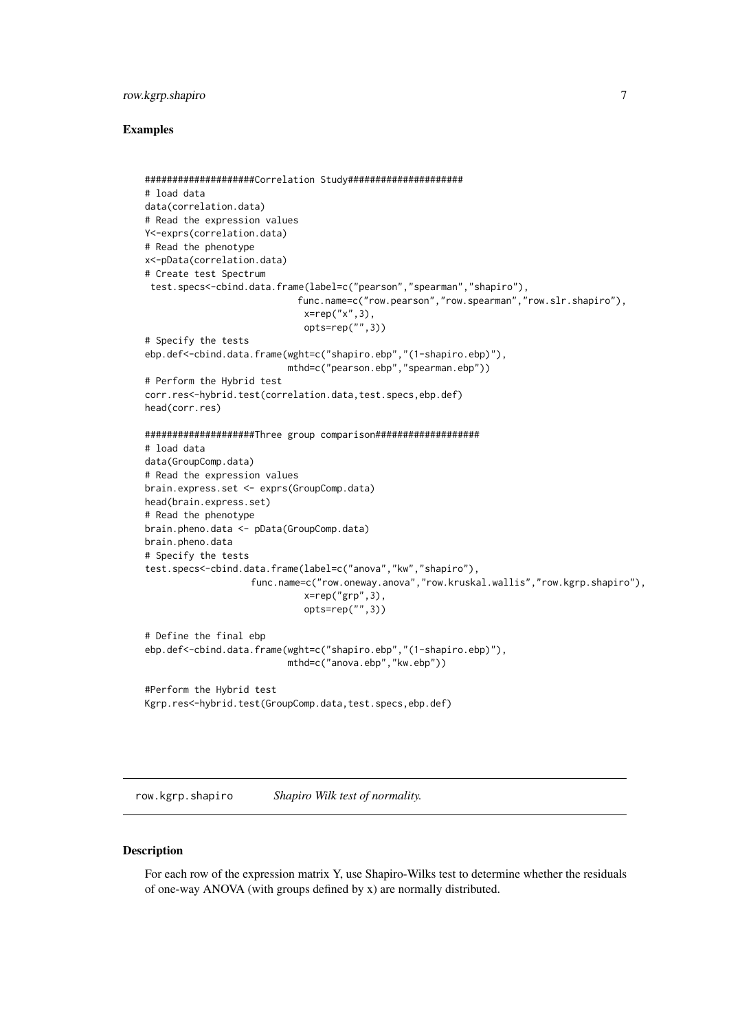### Examples

```
###################Correlation Study####################
# load data
data(correlation.data)
# Read the expression values
Y<-exprs(correlation.data)
# Read the phenotype
x<-pData(correlation.data)
# Create test Spectrum
 test.specs<-cbind.data.frame(label=c("pearson","spearman","shapiro"),
                            func.name=c("row.pearson","row.spearman","row.slr.shapiro"),
                             x=rep("x",3),
                             opts=rep("",3))
# Specify the tests
ebp.def<-cbind.data.frame(wght=c("shapiro.ebp","(1-shapiro.ebp)"),
                          mthd=c("pearson.ebp","spearman.ebp"))
# Perform the Hybrid test
corr.res<-hybrid.test(correlation.data,test.specs,ebp.def)
head(corr.res)

###################Three group comparison##################
# load data
data(GroupComp.data)
# Read the expression values
brain.express.set <- exprs(GroupComp.data)
head(brain.express.set)
# Read the phenotype
brain.pheno.data <- pData(GroupComp.data)
brain.pheno.data
# Specify the tests
test.specs<-cbind.data.frame(label=c("anova","kw","shapiro"),
                   func.name=c("row.oneway.anova","row.kruskal.wallis","row.kgrp.shapiro"),
                             x=rep("grp",3),
                             opts=rep("",3))

# Define the final ebp
ebp.def<-cbind.data.frame(wght=c("shapiro.ebp","(1-shapiro.ebp)"),
                          mthd=c("anova.ebp","kw.ebp"))

#Perform the Hybrid test
Kgrp.res<-hybrid.test(GroupComp.data,test.specs,ebp.def)
```

## row.kgrp.shapiro *Shapiro Wilk test of normality.*

### Description

For each row of the expression matrix Y, use Shapiro-Wilks test to determine whether the residuals of one-way ANOVA (with groups defined by x) are normally distributed.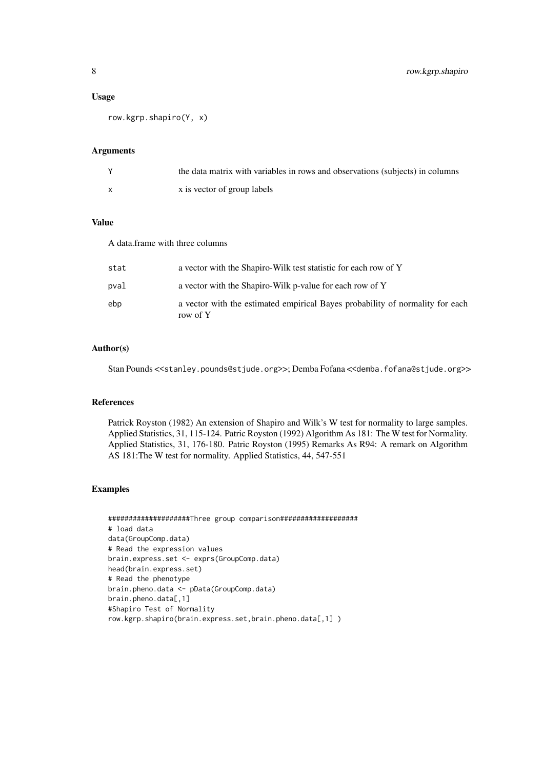### Usage

```
row.kgrp.shapiro(Y, x)
```

### Arguments

| | |
|---|---|
| Y | the data matrix with variables in rows and observations (subjects) in columns |
| x | x is vector of group labels |

### Value

A data.frame with three columns

| | |
|---|---|
| stat | a vector with the Shapiro-Wilk test statistic for each row of Y |
| pval | a vector with the Shapiro-Wilk p-value for each row of Y |
| ebp | a vector with the estimated empirical Bayes probability of normality for each row of Y |

### Author(s)

Stan Pounds <<stanley.pounds@stjude.org>>; Demba Fofana <<demba.fofana@stjude.org>>

### References

Patrick Royston (1982) An extension of Shapiro and Wilk's W test for normality to large samples. Applied Statistics, 31, 115-124. Patric Royston (1992) Algorithm As 181: The W test for Normality. Applied Statistics, 31, 176-180. Patric Royston (1995) Remarks As R94: A remark on Algorithm AS 181:The W test for normality. Applied Statistics, 44, 547-551

### Examples

```
###################Three group comparison##################
# load data
data(GroupComp.data)
# Read the expression values
brain.express.set <- exprs(GroupComp.data)
head(brain.express.set)
# Read the phenotype
brain.pheno.data <- pData(GroupComp.data)
brain.pheno.data[,1]
#Shapiro Test of Normality
row.kgrp.shapiro(brain.express.set,brain.pheno.data[,1] )
```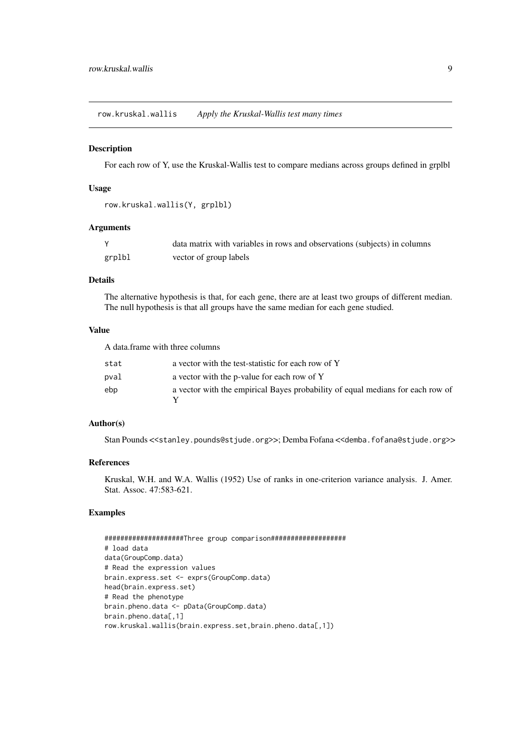## row.kruskal.wallis *Apply the Kruskal-Wallis test many times*

### Description

For each row of Y, use the Kruskal-Wallis test to compare medians across groups defined in grplbl

### Usage

```
row.kruskal.wallis(Y, grplbl)
```

### Arguments

| | |
|---|---|
| Y | data matrix with variables in rows and observations (subjects) in columns |
| grplbl | vector of group labels |

### Details

The alternative hypothesis is that, for each gene, there are at least two groups of different median. The null hypothesis is that all groups have the same median for each gene studied.

### Value

A data.frame with three columns

| | |
|---|---|
| stat | a vector with the test-statistic for each row of Y |
| pval | a vector with the p-value for each row of Y |
| ebp | a vector with the empirical Bayes probability of equal medians for each row of Y |

### Author(s)

Stan Pounds <<stanley.pounds@stjude.org>>; Demba Fofana <<demba.fofana@stjude.org>>

### References

Kruskal, W.H. and W.A. Wallis (1952) Use of ranks in one-criterion variance analysis. J. Amer. Stat. Assoc. 47:583-621.

### Examples

```
###################Three group comparison##################
# load data
data(GroupComp.data)
# Read the expression values
brain.express.set <- exprs(GroupComp.data)
head(brain.express.set)
# Read the phenotype
brain.pheno.data <- pData(GroupComp.data)
brain.pheno.data[,1]
row.kruskal.wallis(brain.express.set,brain.pheno.data[,1])
```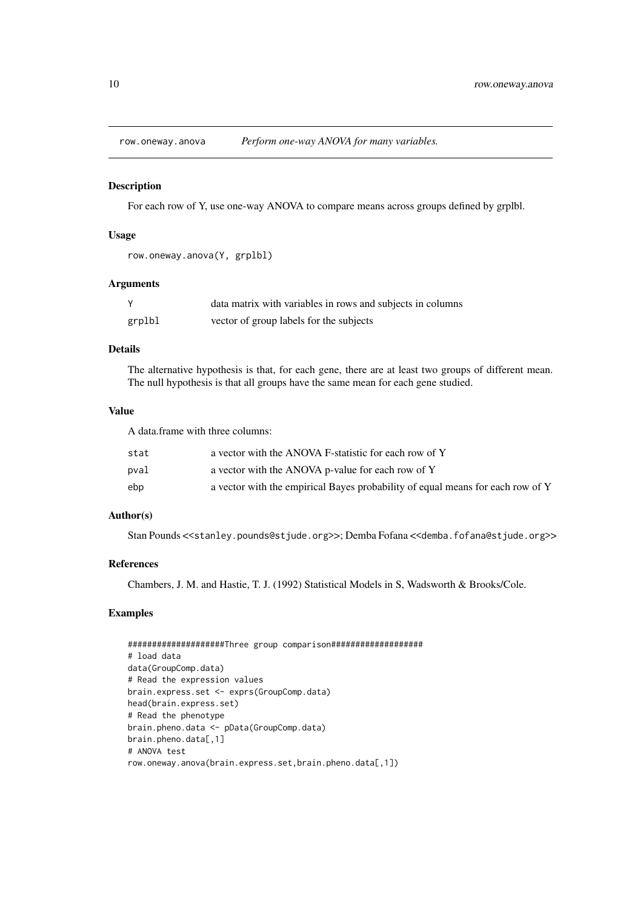## row.oneway.anova    *Perform one-way ANOVA for many variables.*

### Description

For each row of Y, use one-way ANOVA to compare means across groups defined by grplbl.

### Usage

```
row.oneway.anova(Y, grplbl)
```

### Arguments

| | |
|---|---|
| Y | data matrix with variables in rows and subjects in columns |
| grplbl | vector of group labels for the subjects |

### Details

The alternative hypothesis is that, for each gene, there are at least two groups of different mean. The null hypothesis is that all groups have the same mean for each gene studied.

### Value

A data.frame with three columns:

| | |
|---|---|
| stat | a vector with the ANOVA F-statistic for each row of Y |
| pval | a vector with the ANOVA p-value for each row of Y |
| ebp | a vector with the empirical Bayes probability of equal means for each row of Y |

### Author(s)

Stan Pounds <<stanley.pounds@stjude.org>>; Demba Fofana <<demba.fofana@stjude.org>>

### References

Chambers, J. M. and Hastie, T. J. (1992) Statistical Models in S, Wadsworth & Brooks/Cole.

### Examples

```
###################Three group comparison##################
# load data
data(GroupComp.data)
# Read the expression values
brain.express.set <- exprs(GroupComp.data)
head(brain.express.set)
# Read the phenotype
brain.pheno.data <- pData(GroupComp.data)
brain.pheno.data[,1]
# ANOVA test
row.oneway.anova(brain.express.set,brain.pheno.data[,1])
```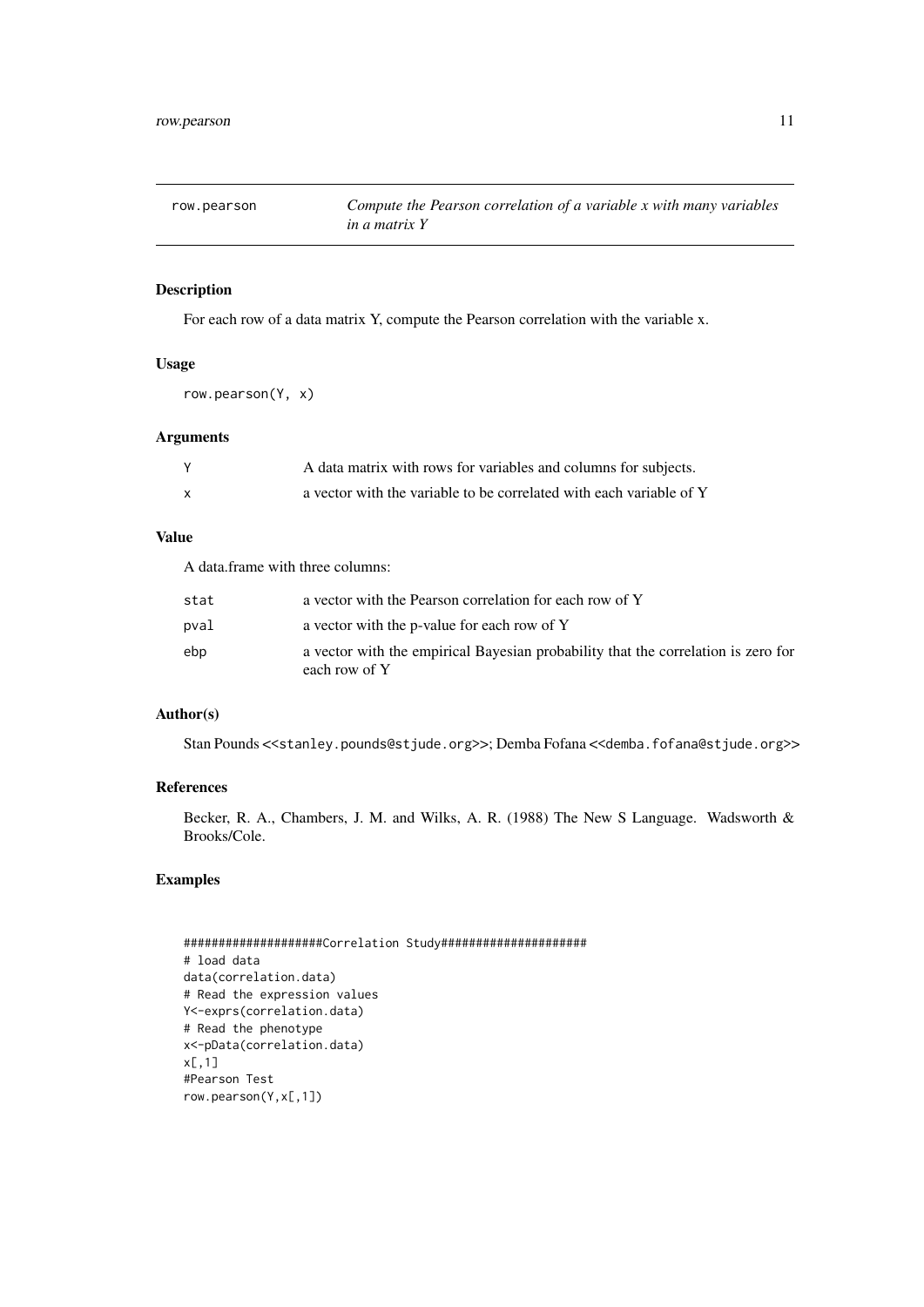row.pearson — *Compute the Pearson correlation of a variable x with many variables in a matrix Y*

## Description

For each row of a data matrix Y, compute the Pearson correlation with the variable x.

## Usage

```
row.pearson(Y, x)
```

## Arguments

| | |
|---|---|
| Y | A data matrix with rows for variables and columns for subjects. |
| x | a vector with the variable to be correlated with each variable of Y |

## Value

A data.frame with three columns:

| | |
|---|---|
| stat | a vector with the Pearson correlation for each row of Y |
| pval | a vector with the p-value for each row of Y |
| ebp | a vector with the empirical Bayesian probability that the correlation is zero for each row of Y |

## Author(s)

Stan Pounds <<stanley.pounds@stjude.org>>; Demba Fofana <<demba.fofana@stjude.org>>

## References

Becker, R. A., Chambers, J. M. and Wilks, A. R. (1988) The New S Language. Wadsworth & Brooks/Cole.

## Examples

```
###################Correlation Study####################
# load data
data(correlation.data)
# Read the expression values
Y<-exprs(correlation.data)
# Read the phenotype
x<-pData(correlation.data)
x[,1]
#Pearson Test
row.pearson(Y,x[,1])
```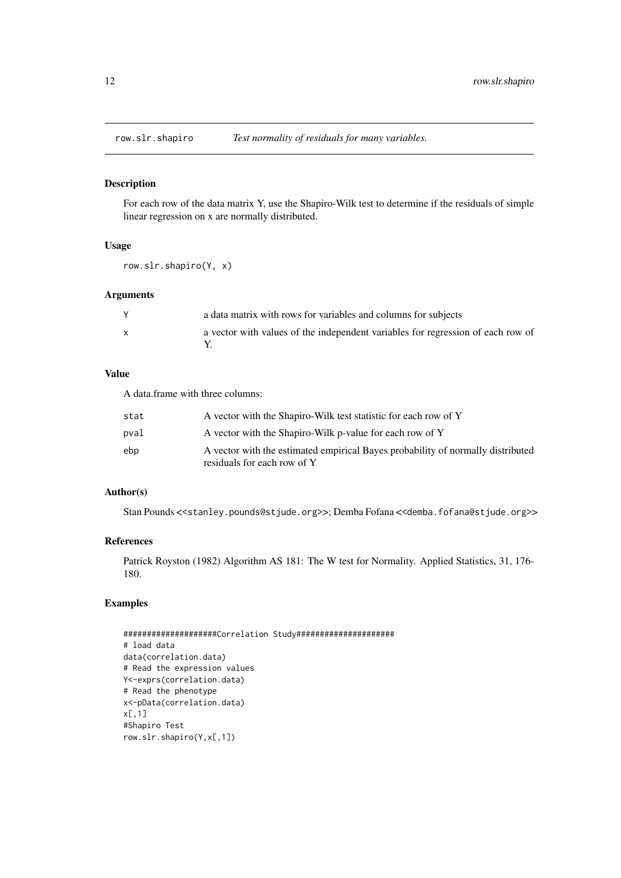`row.slr.shapiro` *Test normality of residuals for many variables.*

## Description

For each row of the data matrix Y, use the Shapiro-Wilk test to determine if the residuals of simple linear regression on x are normally distributed.

## Usage

```
row.slr.shapiro(Y, x)
```

## Arguments

| | |
|---|---|
| `Y` | a data matrix with rows for variables and columns for subjects |
| `x` | a vector with values of the independent variables for regression of each row of Y. |

## Value

A data.frame with three columns:

| | |
|---|---|
| `stat` | A vector with the Shapiro-Wilk test statistic for each row of Y |
| `pval` | A vector with the Shapiro-Wilk p-value for each row of Y |
| `ebp` | A vector with the estimated empirical Bayes probability of normally distributed residuals for each row of Y |

## Author(s)

Stan Pounds <<stanley.pounds@stjude.org>>; Demba Fofana <<demba.fofana@stjude.org>>

## References

Patrick Royston (1982) Algorithm AS 181: The W test for Normality. Applied Statistics, 31, 176-180.

## Examples

```
###################Correlation Study####################
# load data
data(correlation.data)
# Read the expression values
Y<-exprs(correlation.data)
# Read the phenotype
x<-pData(correlation.data)
x[,1]
#Shapiro Test
row.slr.shapiro(Y,x[,1])
```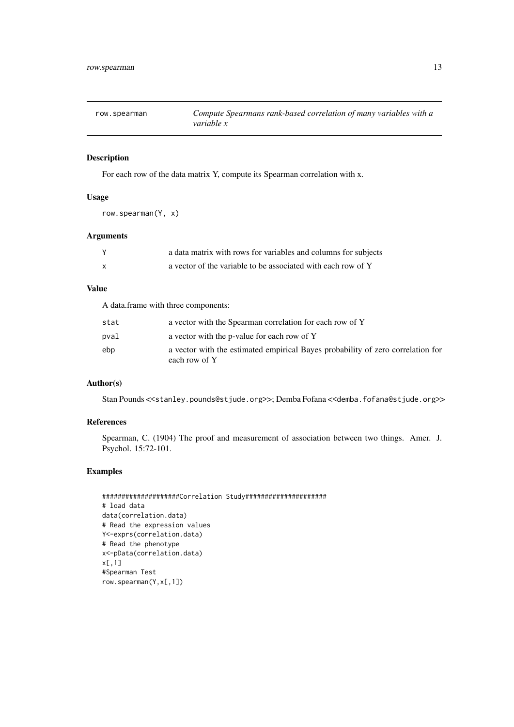row.spearman — *Compute Spearmans rank-based correlation of many variables with a variable x*

## Description

For each row of the data matrix Y, compute its Spearman correlation with x.

## Usage

```
row.spearman(Y, x)
```

## Arguments

| | |
|---|---|
| Y | a data matrix with rows for variables and columns for subjects |
| x | a vector of the variable to be associated with each row of Y |

## Value

A data.frame with three components:

| | |
|---|---|
| stat | a vector with the Spearman correlation for each row of Y |
| pval | a vector with the p-value for each row of Y |
| ebp | a vector with the estimated empirical Bayes probability of zero correlation for each row of Y |

## Author(s)

Stan Pounds <<stanley.pounds@stjude.org>>; Demba Fofana <<demba.fofana@stjude.org>>

## References

Spearman, C. (1904) The proof and measurement of association between two things. Amer. J. Psychol. 15:72-101.

## Examples

```
###################Correlation Study####################
# load data
data(correlation.data)
# Read the expression values
Y<-exprs(correlation.data)
# Read the phenotype
x<-pData(correlation.data)
x[,1]
#Spearman Test
row.spearman(Y,x[,1])
```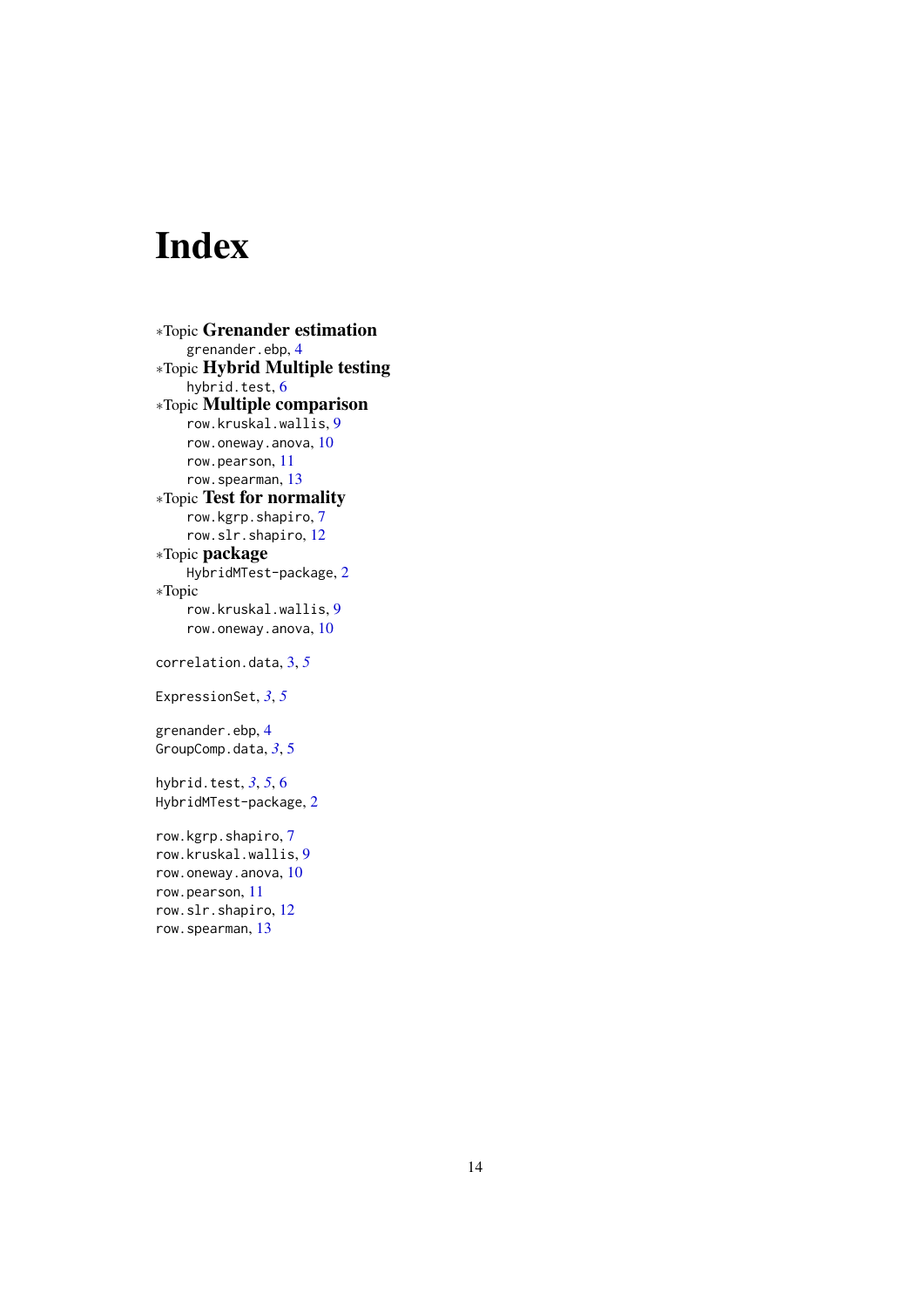# Index

*Topic **Grenander estimation**
  grenander.ebp, 4
*Topic **Hybrid Multiple testing**
  hybrid.test, 6
*Topic **Multiple comparison**
  row.kruskal.wallis, 9
  row.oneway.anova, 10
  row.pearson, 11
  row.spearman, 13
*Topic **Test for normality**
  row.kgrp.shapiro, 7
  row.slr.shapiro, 12
*Topic **package**
  HybridMTest-package, 2
*Topic
  row.kruskal.wallis, 9
  row.oneway.anova, 10

correlation.data, 3, *5*

ExpressionSet, *3*, *5*

grenander.ebp, 4
GroupComp.data, *3*, 5

hybrid.test, *3*, *5*, 6
HybridMTest-package, 2

row.kgrp.shapiro, 7
row.kruskal.wallis, 9
row.oneway.anova, 10
row.pearson, 11
row.slr.shapiro, 12
row.spearman, 13